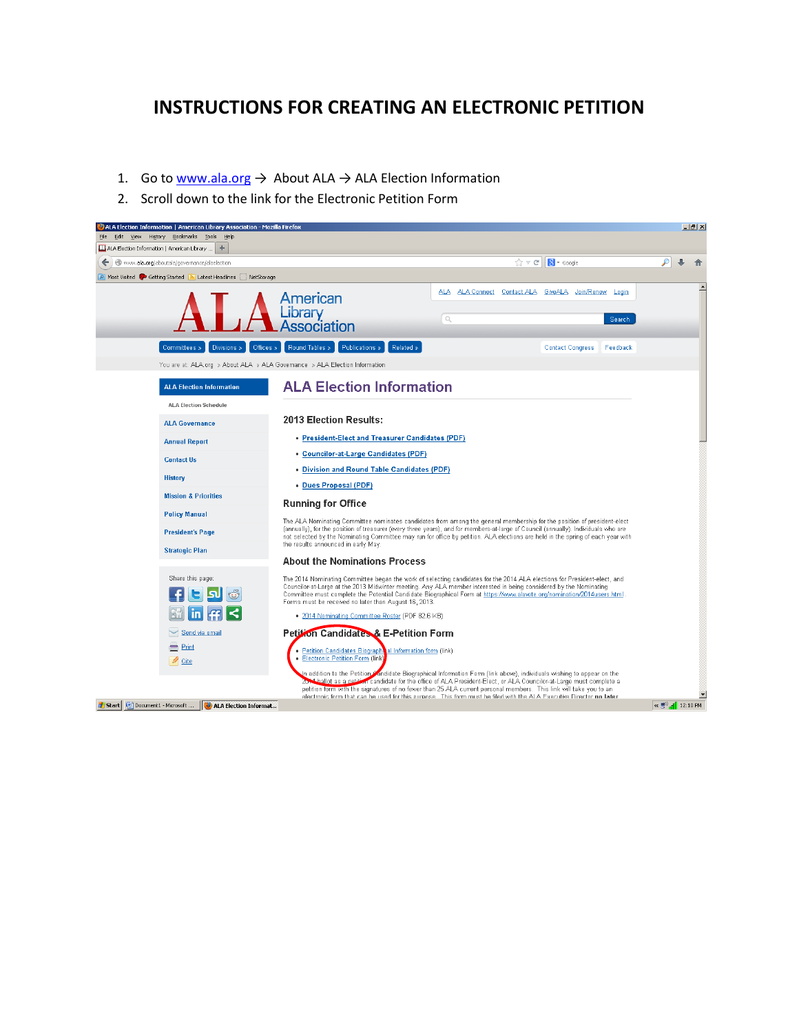# INSTRUCTIONS FOR CREATING AN ELECTRONIC PETITION

1. Go to www.ala.org → About ALA → ALA Election Information
2. Scroll down to the link for the Electronic Petition Form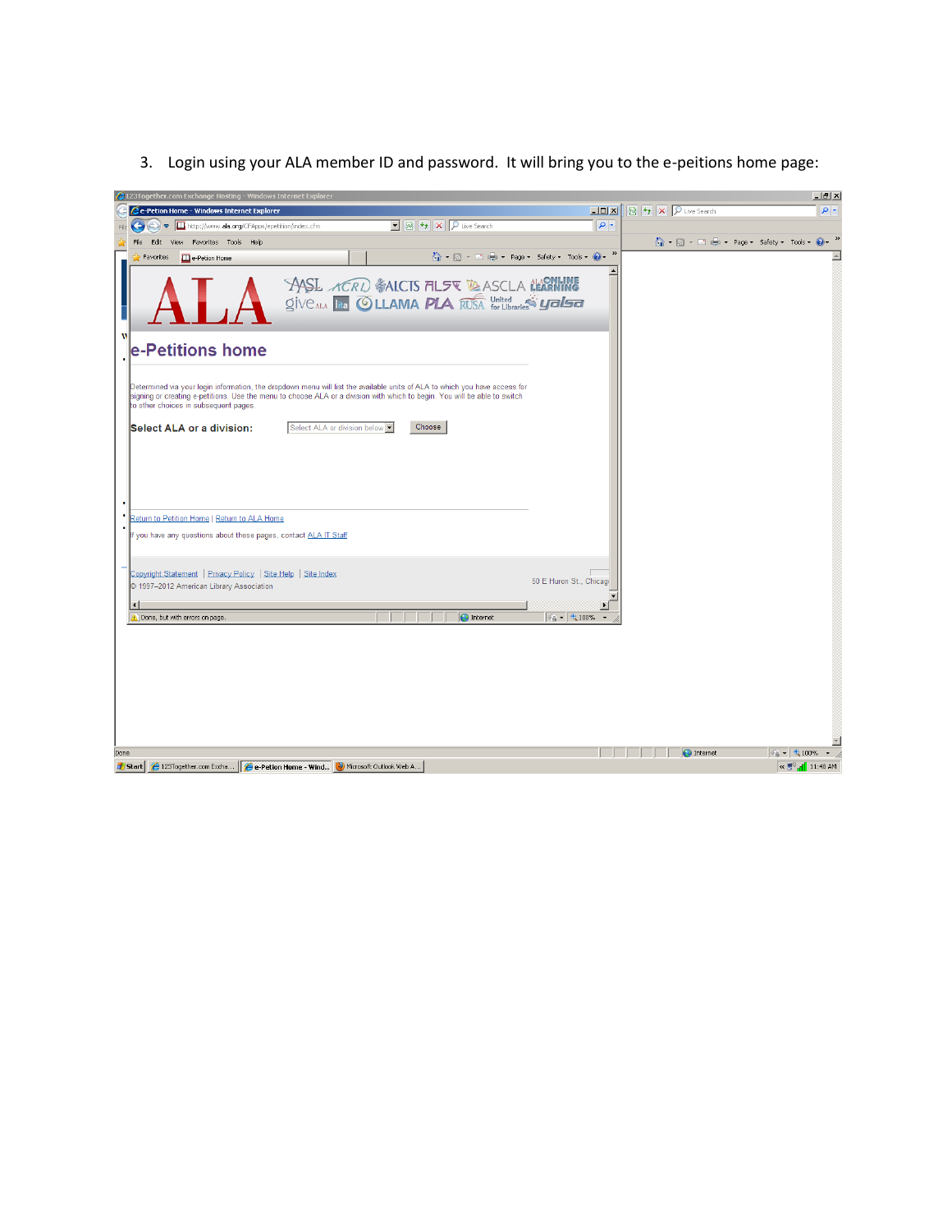3. Login using your ALA member ID and password. It will bring you to the e-peitions home page:

e-Petitions home

Determined via your login information, the dropdown menu will list the available units of ALA to which you have access for signing or creating e-petitions. Use the menu to choose ALA or a division with which to begin. You will be able to switch to other choices in subsequent pages.

**Select ALA or a division:** Select ALA or division below | Choose

Return to Petition Home | Return to ALA Home

If you have any questions about these pages, contact ALA IT Staff

Copyright Statement | Privacy Policy | Site Help | Site Index

© 1997–2012 American Library Association

50 E Huron St., Chicag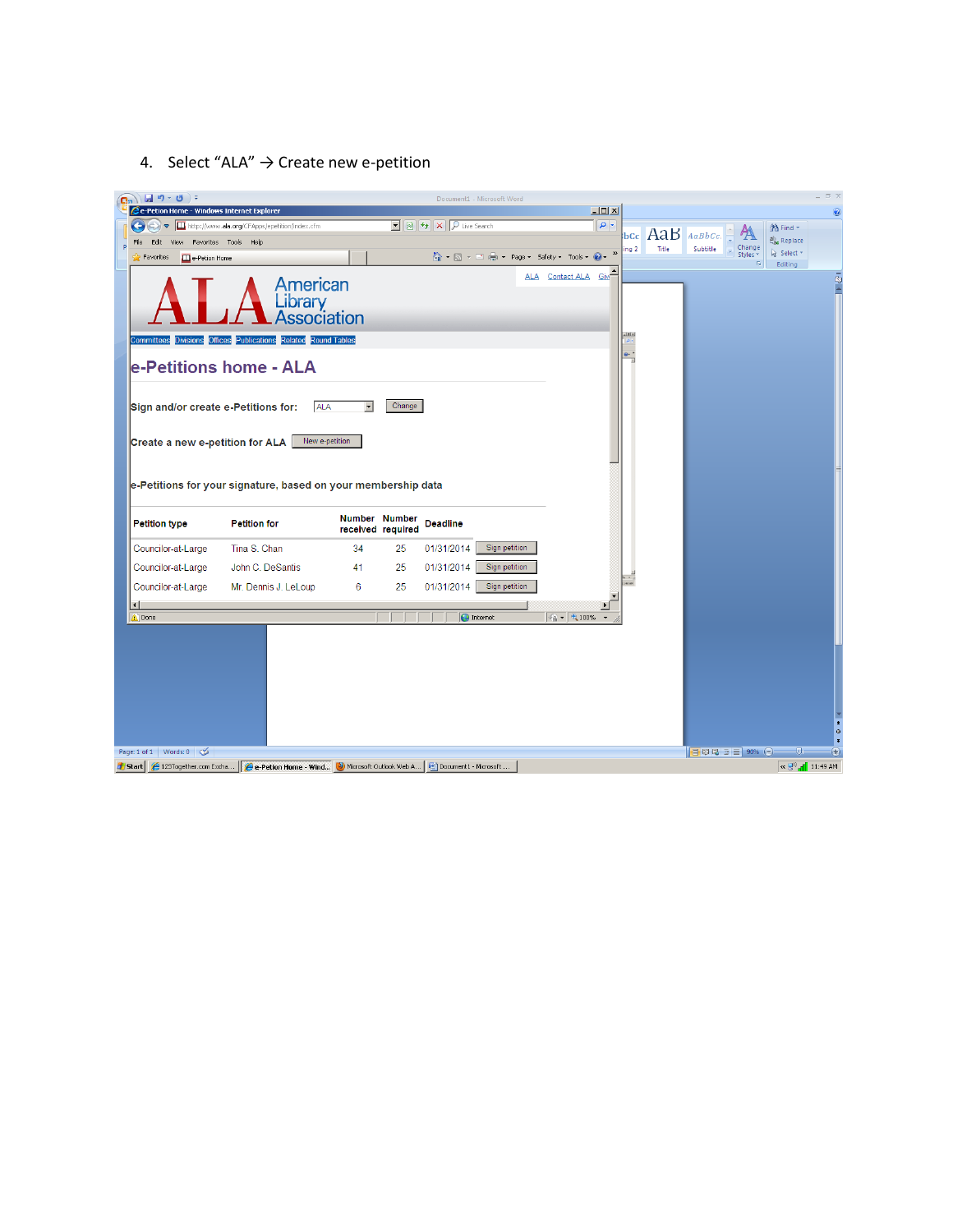4. Select “ALA” → Create new e-petition

e-Petitions home - ALA

Sign and/or create e-Petitions for: ALA [Change]

Create a new e-petition for ALA [New e-petition]

e-Petitions for your signature, based on your membership data

| Petition type | Petition for | Number received | Number required | Deadline | |
|---|---|---|---|---|---|
| Councilor-at-Large | Tina S. Chan | 34 | 25 | 01/31/2014 | Sign petition |
| Councilor-at-Large | John C. DeSantis | 41 | 25 | 01/31/2014 | Sign petition |
| Councilor-at-Large | Mr. Dennis J. LeLoup | 6 | 25 | 01/31/2014 | Sign petition |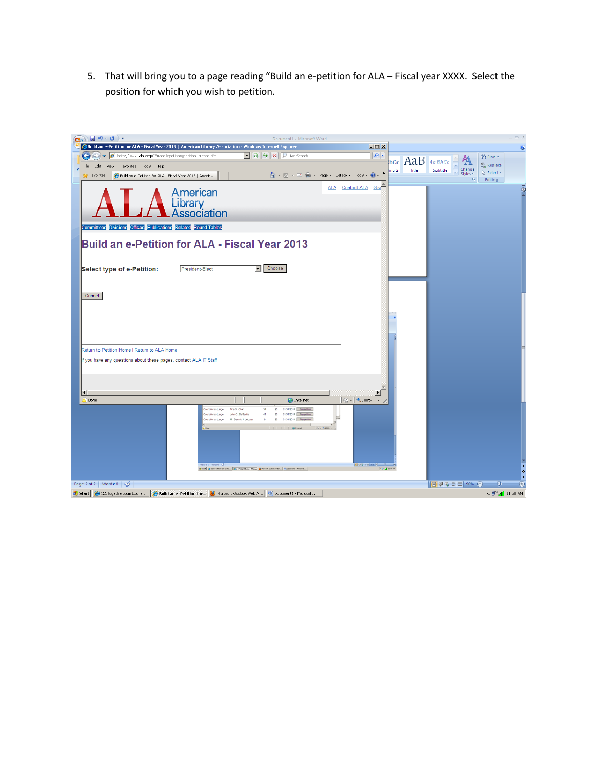5. That will bring you to a page reading “Build an e-petition for ALA – Fiscal year XXXX. Select the position for which you wish to petition.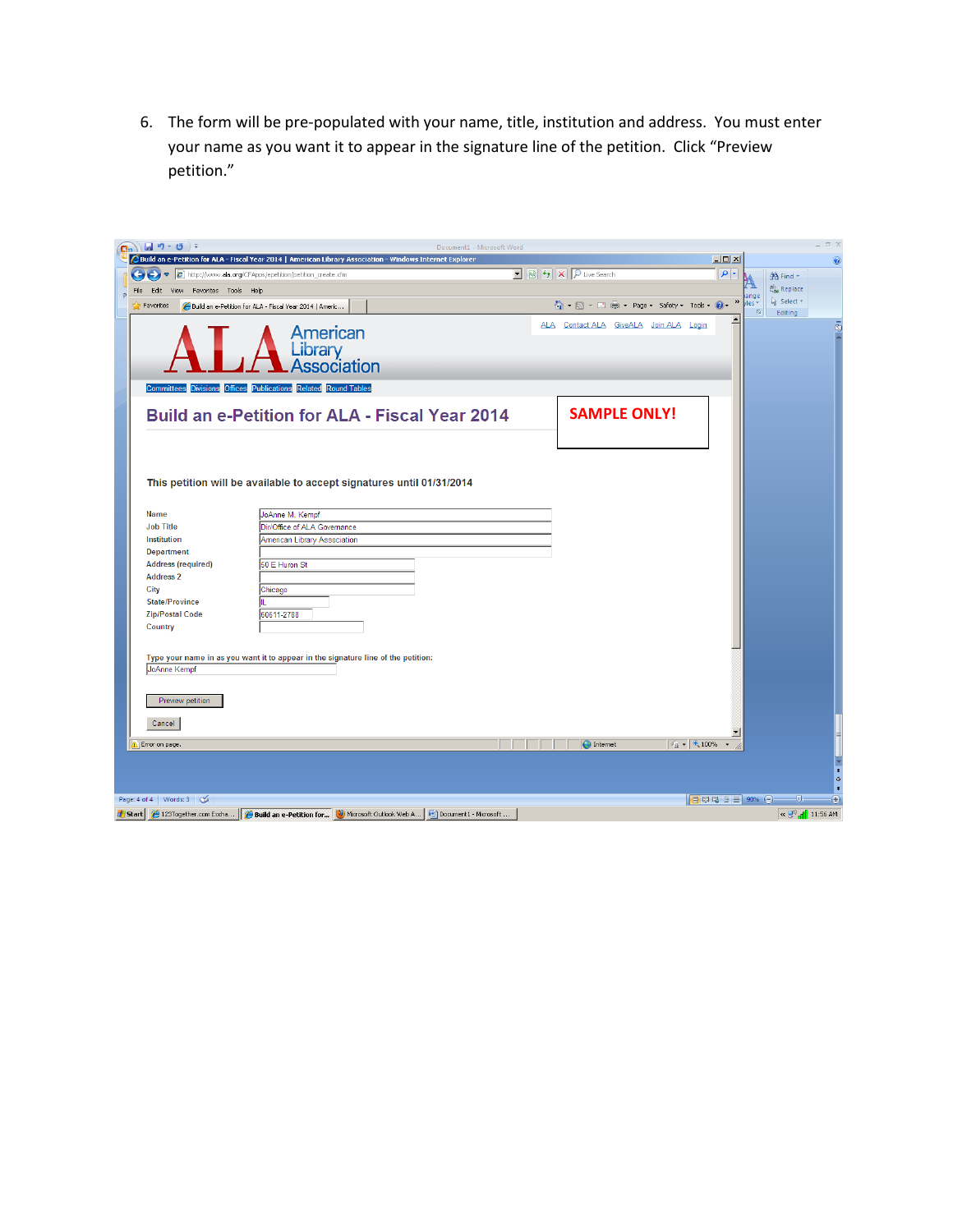6. The form will be pre-populated with your name, title, institution and address. You must enter your name as you want it to appear in the signature line of the petition. Click “Preview petition.”

**Build an e-Petition for ALA - Fiscal Year 2014**

**SAMPLE ONLY!**

This petition will be available to accept signatures until 01/31/2014

| Field | Value |
|---|---|
| Name | JoAnne M. Kempf |
| Job Title | Dir/Office of ALA Governance |
| Institution | American Library Association |
| Department | |
| Address (required) | 50 E Huron St |
| Address 2 | |
| City | Chicago |
| State/Province | IL |
| Zip/Postal Code | 60611-2788 |
| Country | |

Type your name in as you want it to appear in the signature line of the petition:
JoAnne Kempf

Preview petition

Cancel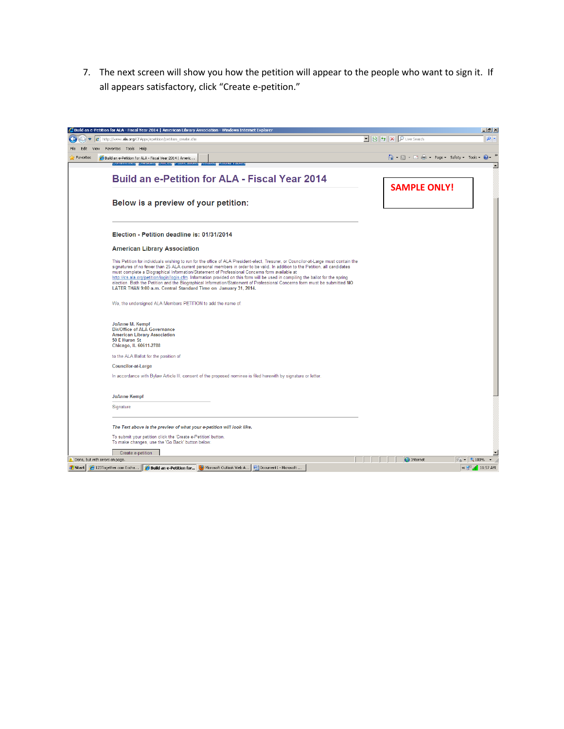7. The next screen will show you how the petition will appear to the people who want to sign it. If all appears satisfactory, click "Create e-petition."

Build an e-Petition for ALA - Fiscal Year 2014

**SAMPLE ONLY!**

**Below is a preview of your petition:**

**Election - Petition deadline is: 01/31/2014**

**American Library Association**

This Petition for individuals wishing to run for the office of ALA President-elect, Treasurer, or Councilor-at-Large must contain the signatures of no fewer than 25 ALA current personal members in order to be valid. In addition to the Petition, all candidates must complete a Biographical Information/Statement of Professional Concerns form available at http://cs.ala.org/petition/login/login.cfm. Information provided on this form will be used in compiling the ballot for the spring election. Both the Petition and the Biographical Information/Statement of Professional Concerns form must be submitted NO LATER THAN 9:00 a.m. Central Standard Time on January 31, 2014.

We, the undersigned ALA Members PETITION to add the name of

**JoAnne M. Kempf**
**Dir/Office of ALA Governance**
**American Library Association**
**50 E Huron St**
**Chicago, IL 60611-2788**

to the ALA Ballot for the position of

**Councilor-at-Large**

In accordance with Bylaw Article III, consent of the proposed nominee is filed herewith by signature or letter.

**JoAnne Kempf**

Signature

*The Text above is the preview of what your e-petition will look like.*

To submit your petition click the 'Create e-Petition' button.
To make changes, use the 'Go Back' button below.

Create e-petition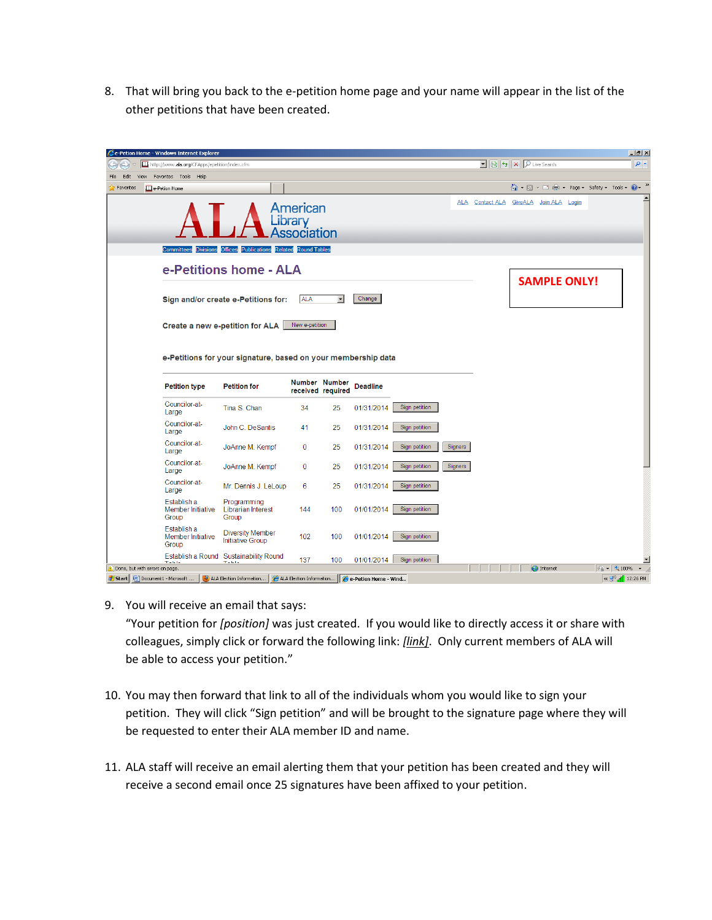8. That will bring you back to the e-petition home page and your name will appear in the list of the other petitions that have been created.

9. You will receive an email that says:
   "Your petition for *[position]* was just created. If you would like to directly access it or share with colleagues, simply click or forward the following link: *[link]*. Only current members of ALA will be able to access your petition."

10. You may then forward that link to all of the individuals whom you would like to sign your petition. They will click "Sign petition" and will be brought to the signature page where they will be requested to enter their ALA member ID and name.

11. ALA staff will receive an email alerting them that your petition has been created and they will receive a second email once 25 signatures have been affixed to your petition.